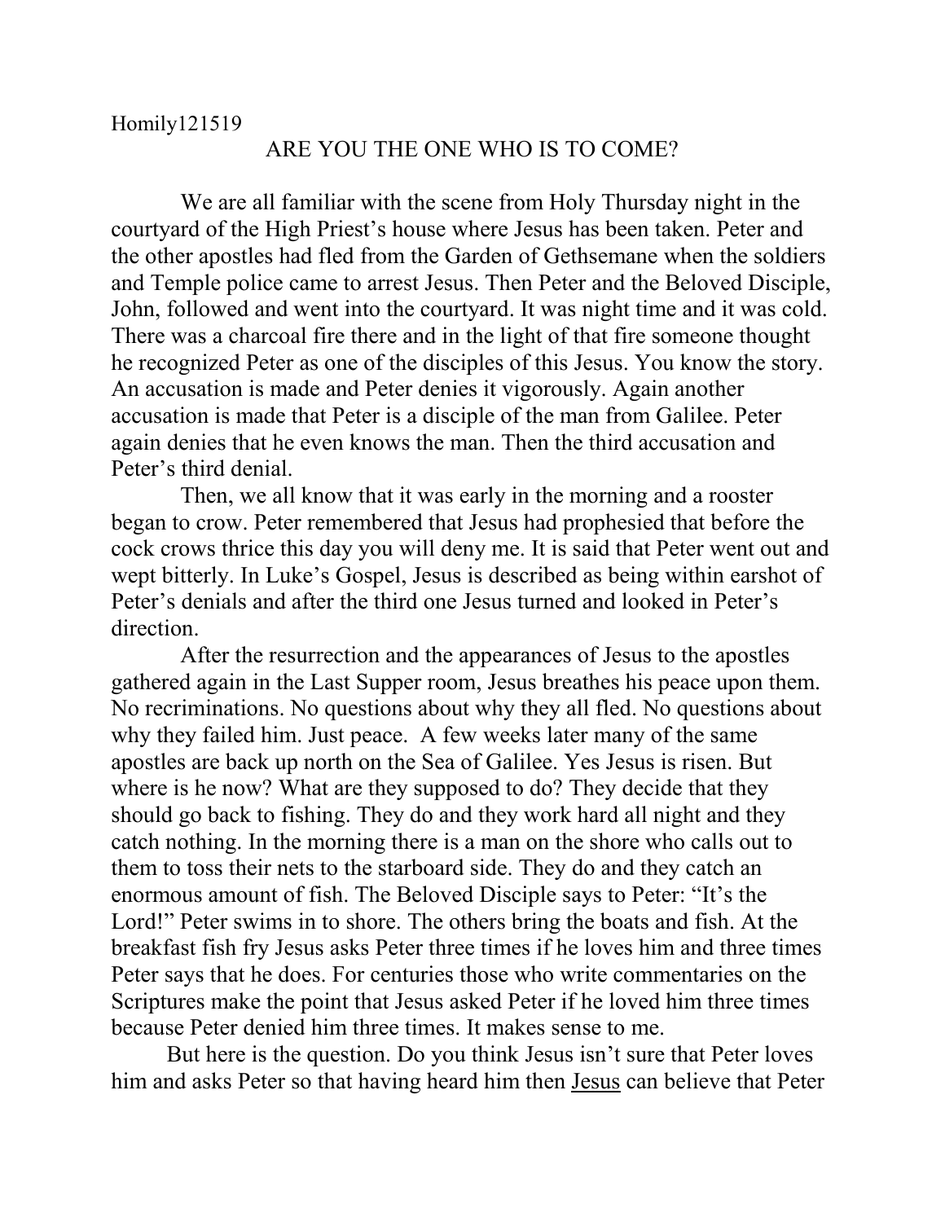Homily121519

# ARE YOU THE ONE WHO IS TO COME?

We are all familiar with the scene from Holy Thursday night in the courtyard of the High Priest's house where Jesus has been taken. Peter and the other apostles had fled from the Garden of Gethsemane when the soldiers and Temple police came to arrest Jesus. Then Peter and the Beloved Disciple, John, followed and went into the courtyard. It was night time and it was cold. There was a charcoal fire there and in the light of that fire someone thought he recognized Peter as one of the disciples of this Jesus. You know the story. An accusation is made and Peter denies it vigorously. Again another accusation is made that Peter is a disciple of the man from Galilee. Peter again denies that he even knows the man. Then the third accusation and Peter's third denial.

Then, we all know that it was early in the morning and a rooster began to crow. Peter remembered that Jesus had prophesied that before the cock crows thrice this day you will deny me. It is said that Peter went out and wept bitterly. In Luke's Gospel, Jesus is described as being within earshot of Peter's denials and after the third one Jesus turned and looked in Peter's direction.

After the resurrection and the appearances of Jesus to the apostles gathered again in the Last Supper room, Jesus breathes his peace upon them. No recriminations. No questions about why they all fled. No questions about why they failed him. Just peace. A few weeks later many of the same apostles are back up north on the Sea of Galilee. Yes Jesus is risen. But where is he now? What are they supposed to do? They decide that they should go back to fishing. They do and they work hard all night and they catch nothing. In the morning there is a man on the shore who calls out to them to toss their nets to the starboard side. They do and they catch an enormous amount of fish. The Beloved Disciple says to Peter: "It's the Lord!" Peter swims in to shore. The others bring the boats and fish. At the breakfast fish fry Jesus asks Peter three times if he loves him and three times Peter says that he does. For centuries those who write commentaries on the Scriptures make the point that Jesus asked Peter if he loved him three times because Peter denied him three times. It makes sense to me.

But here is the question. Do you think Jesus isn't sure that Peter loves him and asks Peter so that having heard him then <u>Jesus</u> can believe that Peter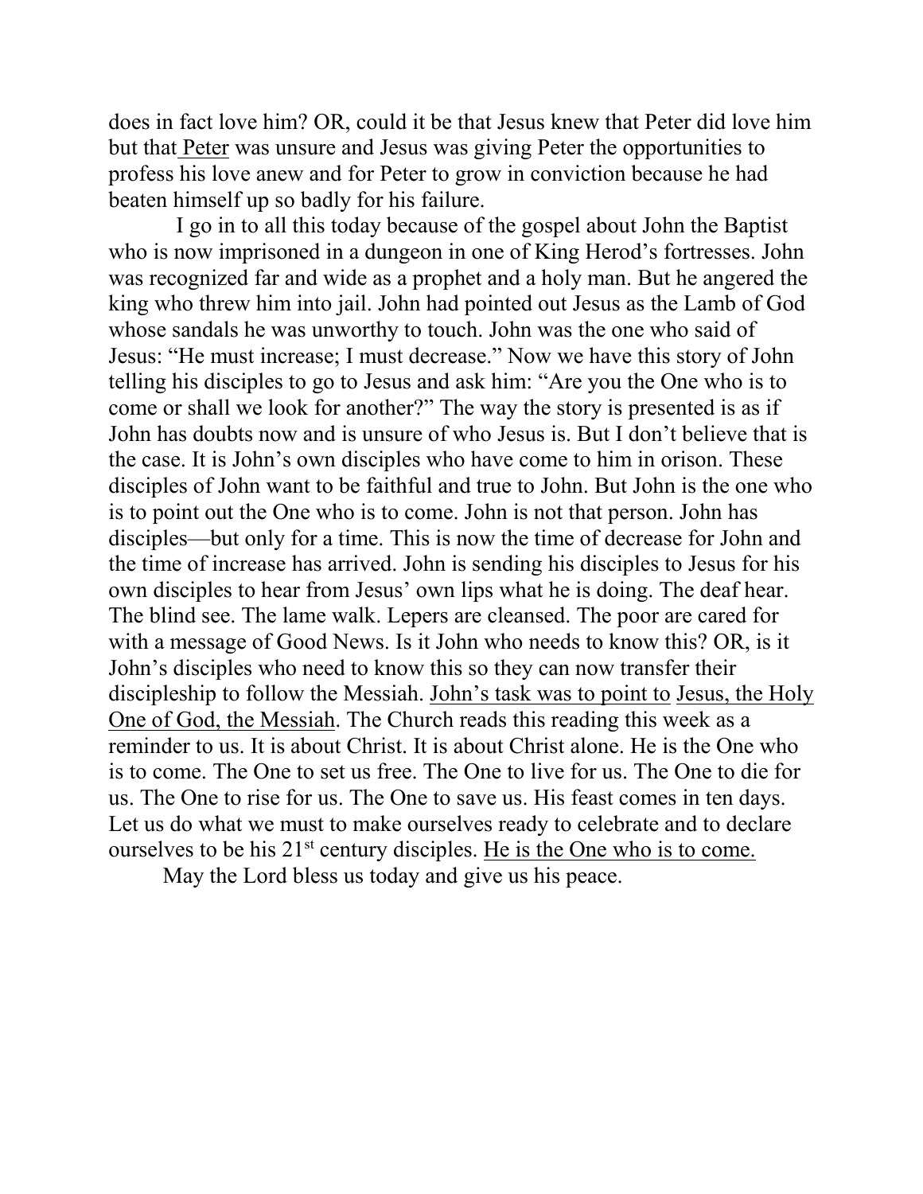does in fact love him? OR, could it be that Jesus knew that Peter did love him but that Peter was unsure and Jesus was giving Peter the opportunities to profess his love anew and for Peter to grow in conviction because he had beaten himself up so badly for his failure.

I go in to all this today because of the gospel about John the Baptist who is now imprisoned in a dungeon in one of King Herod's fortresses. John was recognized far and wide as a prophet and a holy man. But he angered the king who threw him into jail. John had pointed out Jesus as the Lamb of God whose sandals he was unworthy to touch. John was the one who said of Jesus: "He must increase; I must decrease." Now we have this story of John telling his disciples to go to Jesus and ask him: "Are you the One who is to come or shall we look for another?" The way the story is presented is as if John has doubts now and is unsure of who Jesus is. But I don't believe that is the case. It is John's own disciples who have come to him in orison. These disciples of John want to be faithful and true to John. But John is the one who is to point out the One who is to come. John is not that person. John has disciples—but only for a time. This is now the time of decrease for John and the time of increase has arrived. John is sending his disciples to Jesus for his own disciples to hear from Jesus' own lips what he is doing. The deaf hear. The blind see. The lame walk. Lepers are cleansed. The poor are cared for with a message of Good News. Is it John who needs to know this? OR, is it John's disciples who need to know this so they can now transfer their discipleship to follow the Messiah. John's task was to point to Jesus, the Holy One of God, the Messiah. The Church reads this reading this week as a reminder to us. It is about Christ. It is about Christ alone. He is the One who is to come. The One to set us free. The One to live for us. The One to die for us. The One to rise for us. The One to save us. His feast comes in ten days. Let us do what we must to make ourselves ready to celebrate and to declare ourselves to be his 21st century disciples. He is the One who is to come.

May the Lord bless us today and give us his peace.